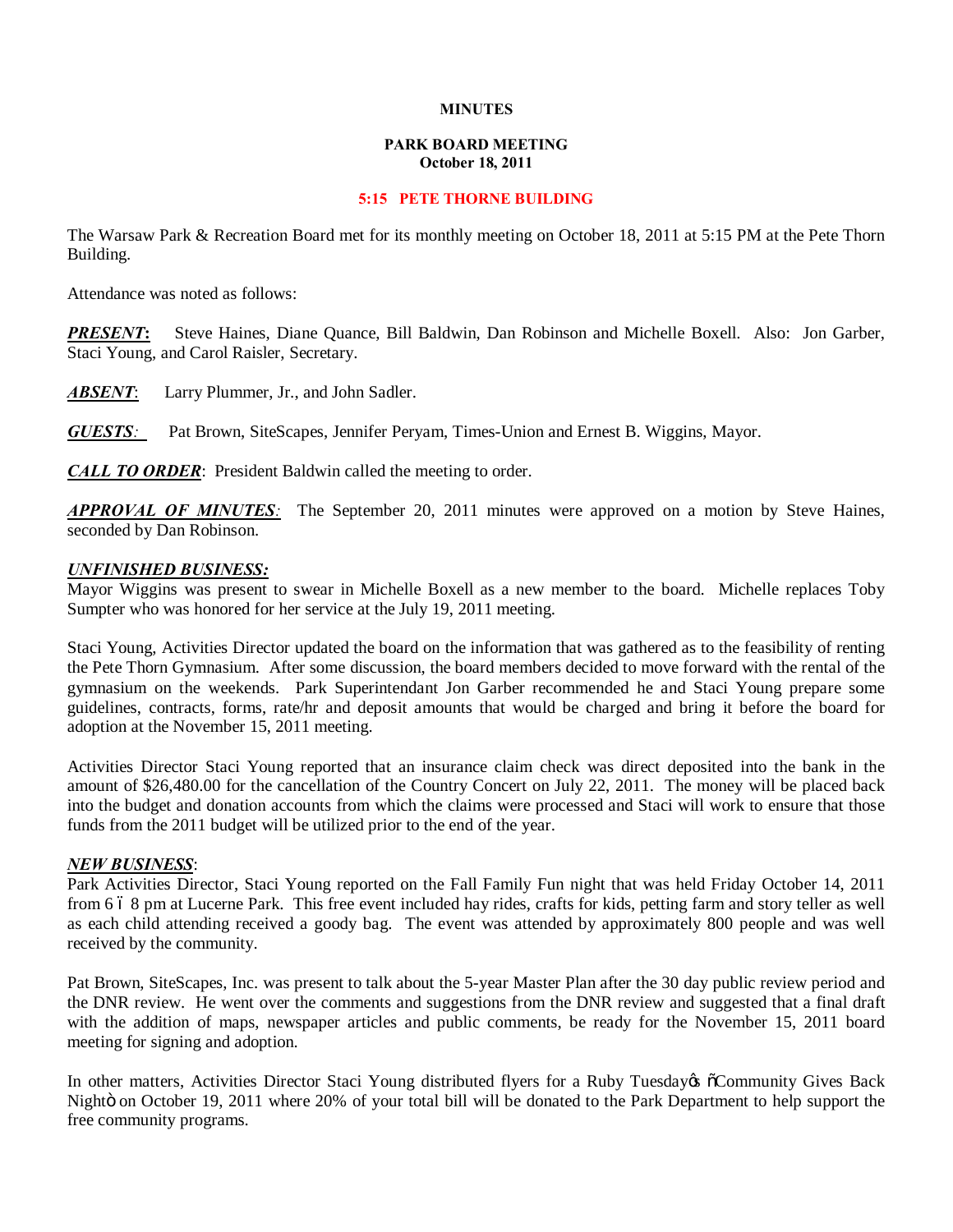**MINUTES**

**PARK BOARD MEETING**
**October 18, 2011**

**5:15 PETE THORNE BUILDING**

The Warsaw Park & Recreation Board met for its monthly meeting on October 18, 2011 at 5:15 PM at the Pete Thorn Building.

Attendance was noted as follows:

***PRESENT*:** Steve Haines, Diane Quance, Bill Baldwin, Dan Robinson and Michelle Boxell. Also: Jon Garber, Staci Young, and Carol Raisler, Secretary.

***ABSENT*:** Larry Plummer, Jr., and John Sadler.

***GUESTS*:** Pat Brown, SiteScapes, Jennifer Peryam, Times-Union and Ernest B. Wiggins, Mayor.

***CALL TO ORDER***: President Baldwin called the meeting to order.

***APPROVAL OF MINUTES*:** The September 20, 2011 minutes were approved on a motion by Steve Haines, seconded by Dan Robinson.

***UNFINISHED BUSINESS:***

Mayor Wiggins was present to swear in Michelle Boxell as a new member to the board. Michelle replaces Toby Sumpter who was honored for her service at the July 19, 2011 meeting.

Staci Young, Activities Director updated the board on the information that was gathered as to the feasibility of renting the Pete Thorn Gymnasium. After some discussion, the board members decided to move forward with the rental of the gymnasium on the weekends. Park Superintendant Jon Garber recommended he and Staci Young prepare some guidelines, contracts, forms, rate/hr and deposit amounts that would be charged and bring it before the board for adoption at the November 15, 2011 meeting.

Activities Director Staci Young reported that an insurance claim check was direct deposited into the bank in the amount of $26,480.00 for the cancellation of the Country Concert on July 22, 2011. The money will be placed back into the budget and donation accounts from which the claims were processed and Staci will work to ensure that those funds from the 2011 budget will be utilized prior to the end of the year.

***NEW BUSINESS***:

Park Activities Director, Staci Young reported on the Fall Family Fun night that was held Friday October 14, 2011 from 6 – 8 pm at Lucerne Park. This free event included hay rides, crafts for kids, petting farm and story teller as well as each child attending received a goody bag. The event was attended by approximately 800 people and was well received by the community.

Pat Brown, SiteScapes, Inc. was present to talk about the 5-year Master Plan after the 30 day public review period and the DNR review. He went over the comments and suggestions from the DNR review and suggested that a final draft with the addition of maps, newspaper articles and public comments, be ready for the November 15, 2011 board meeting for signing and adoption.

In other matters, Activities Director Staci Young distributed flyers for a Ruby Tuesday's "Community Gives Back Night" on October 19, 2011 where 20% of your total bill will be donated to the Park Department to help support the free community programs.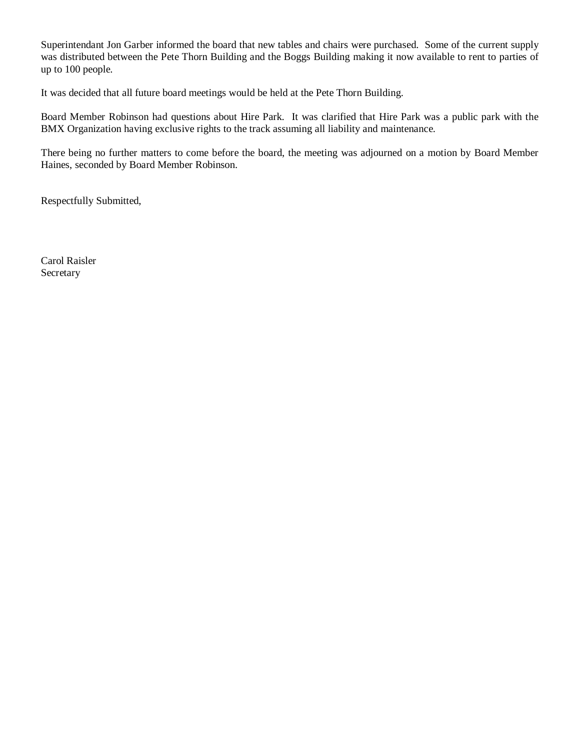Superintendant Jon Garber informed the board that new tables and chairs were purchased. Some of the current supply was distributed between the Pete Thorn Building and the Boggs Building making it now available to rent to parties of up to 100 people.

It was decided that all future board meetings would be held at the Pete Thorn Building.

Board Member Robinson had questions about Hire Park. It was clarified that Hire Park was a public park with the BMX Organization having exclusive rights to the track assuming all liability and maintenance.

There being no further matters to come before the board, the meeting was adjourned on a motion by Board Member Haines, seconded by Board Member Robinson.

Respectfully Submitted,

Carol Raisler  
Secretary